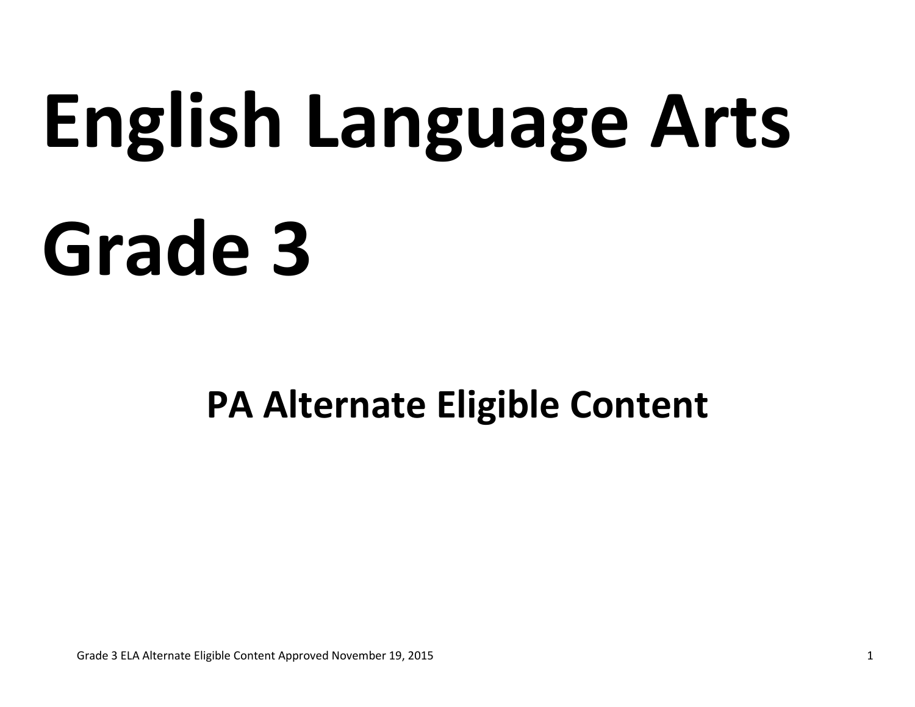# English Language Arts

# Grade 3

## PA Alternate Eligible Content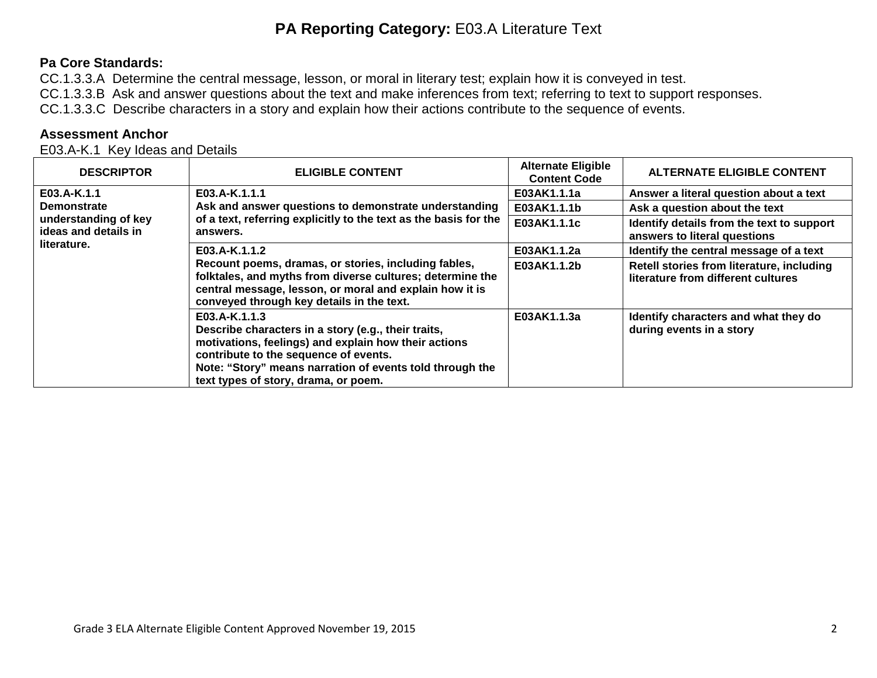# **PA Reporting Category:** E03.A Literature Text

**Pa Core Standards:**

CC.1.3.3.A Determine the central message, lesson, or moral in literary test; explain how it is conveyed in test.
CC.1.3.3.B Ask and answer questions about the text and make inferences from text; referring to text to support responses.
CC.1.3.3.C Describe characters in a story and explain how their actions contribute to the sequence of events.

**Assessment Anchor**

E03.A-K.1 Key Ideas and Details

| DESCRIPTOR | ELIGIBLE CONTENT | Alternate Eligible Content Code | ALTERNATE ELIGIBLE CONTENT |
|---|---|---|---|
| **E03.A-K.1.1 Demonstrate understanding of key ideas and details in literature.** | **E03.A-K.1.1.1 Ask and answer questions to demonstrate understanding of a text, referring explicitly to the text as the basis for the answers.** | **E03AK1.1.1a** | **Answer a literal question about a text** |
| | | **E03AK1.1.1b** | **Ask a question about the text** |
| | | **E03AK1.1.1c** | **Identify details from the text to support answers to literal questions** |
| | **E03.A-K.1.1.2 Recount poems, dramas, or stories, including fables, folktales, and myths from diverse cultures; determine the central message, lesson, or moral and explain how it is conveyed through key details in the text.** | **E03AK1.1.2a** | **Identify the central message of a text** |
| | | **E03AK1.1.2b** | **Retell stories from literature, including literature from different cultures** |
| | **E03.A-K.1.1.3 Describe characters in a story (e.g., their traits, motivations, feelings) and explain how their actions contribute to the sequence of events. Note: "Story" means narration of events told through the text types of story, drama, or poem.** | **E03AK1.1.3a** | **Identify characters and what they do during events in a story** |

Grade 3 ELA Alternate Eligible Content Approved November 19, 2015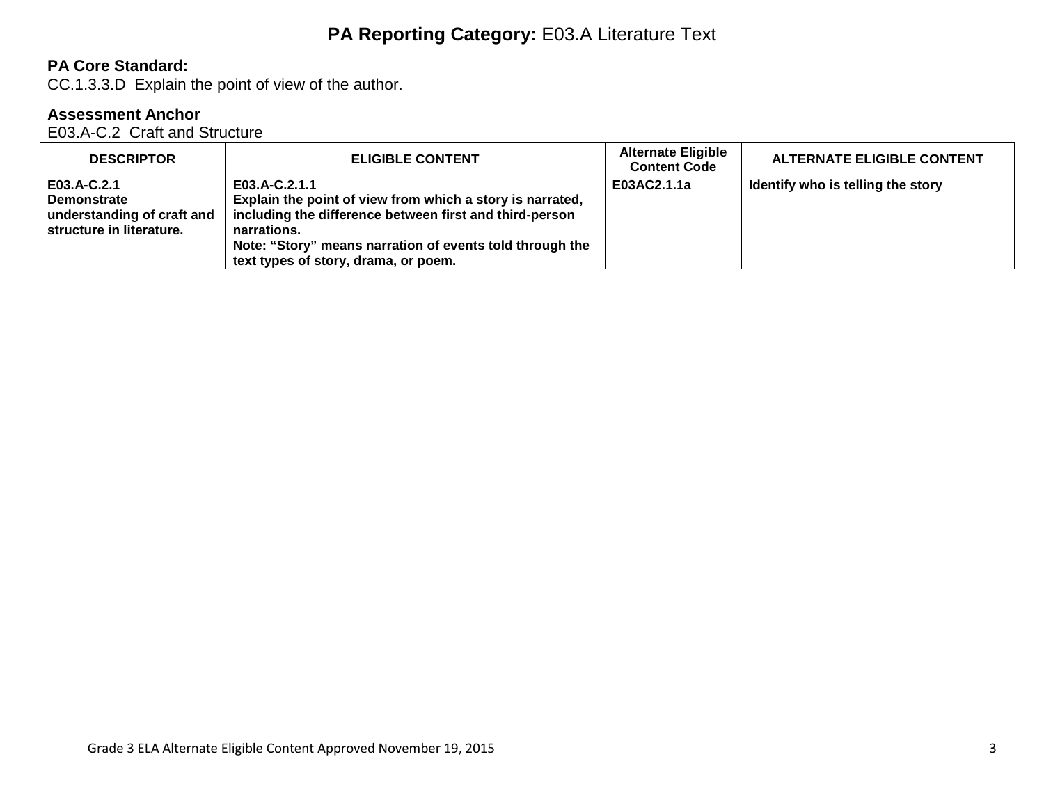# **PA Reporting Category:** E03.A Literature Text

**PA Core Standard:**
CC.1.3.3.D Explain the point of view of the author.

**Assessment Anchor**
E03.A-C.2 Craft and Structure

| DESCRIPTOR | ELIGIBLE CONTENT | Alternate Eligible Content Code | ALTERNATE ELIGIBLE CONTENT |
|---|---|---|---|
| **E03.A-C.2.1**<br>**Demonstrate understanding of craft and structure in literature.** | **E03.A-C.2.1.1**<br>**Explain the point of view from which a story is narrated, including the difference between first and third-person narrations.**<br>**Note: "Story" means narration of events told through the text types of story, drama, or poem.** | **E03AC2.1.1a** | **Identify who is telling the story** |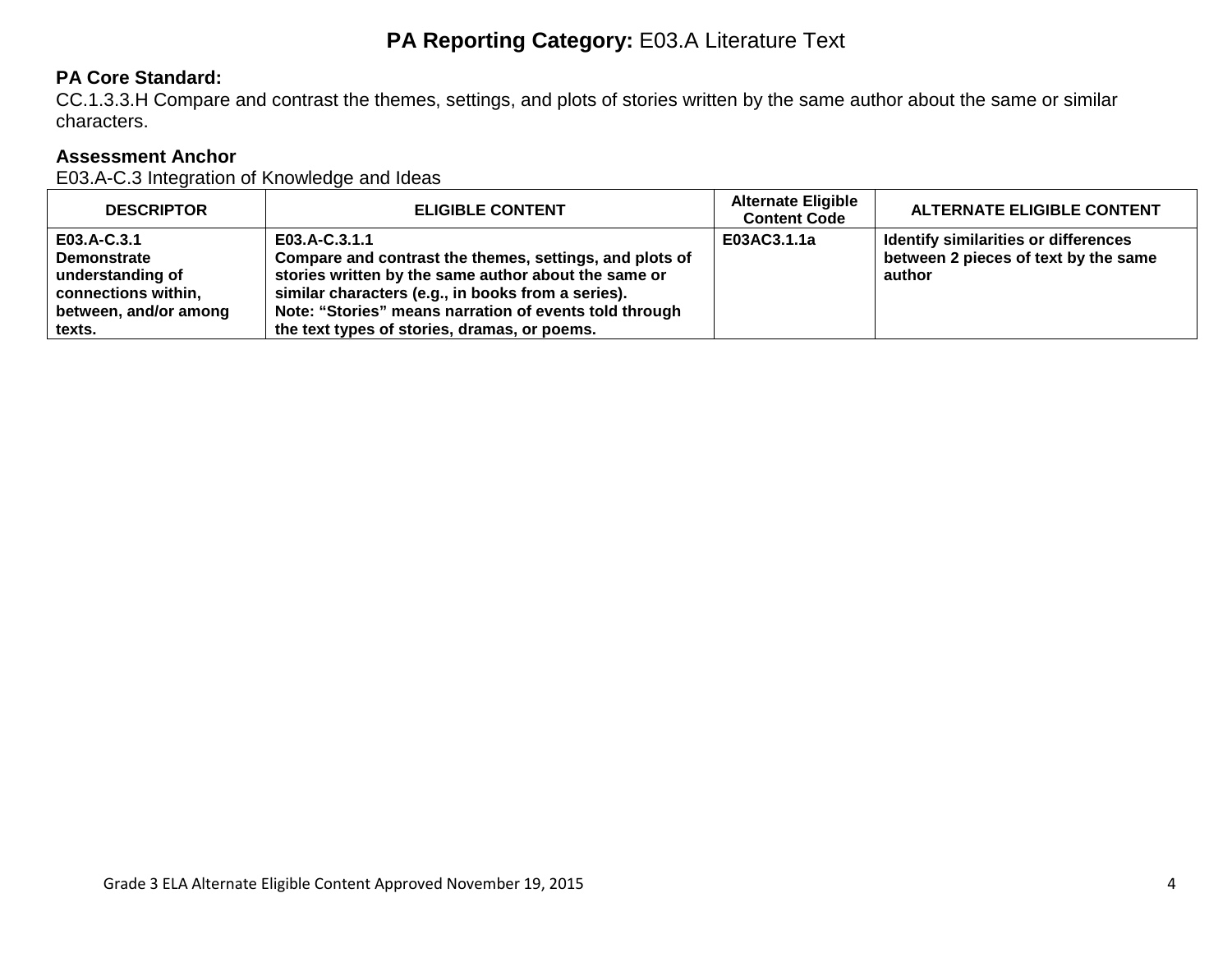# **PA Reporting Category:** E03.A Literature Text

**PA Core Standard:**
CC.1.3.3.H Compare and contrast the themes, settings, and plots of stories written by the same author about the same or similar characters.

**Assessment Anchor**
E03.A-C.3 Integration of Knowledge and Ideas

| DESCRIPTOR | ELIGIBLE CONTENT | Alternate Eligible Content Code | ALTERNATE ELIGIBLE CONTENT |
|---|---|---|---|
| **E03.A-C.3.1 Demonstrate understanding of connections within, between, and/or among texts.** | **E03.A-C.3.1.1 Compare and contrast the themes, settings, and plots of stories written by the same author about the same or similar characters (e.g., in books from a series). Note: "Stories" means narration of events told through the text types of stories, dramas, or poems.** | **E03AC3.1.1a** | **Identify similarities or differences between 2 pieces of text by the same author** |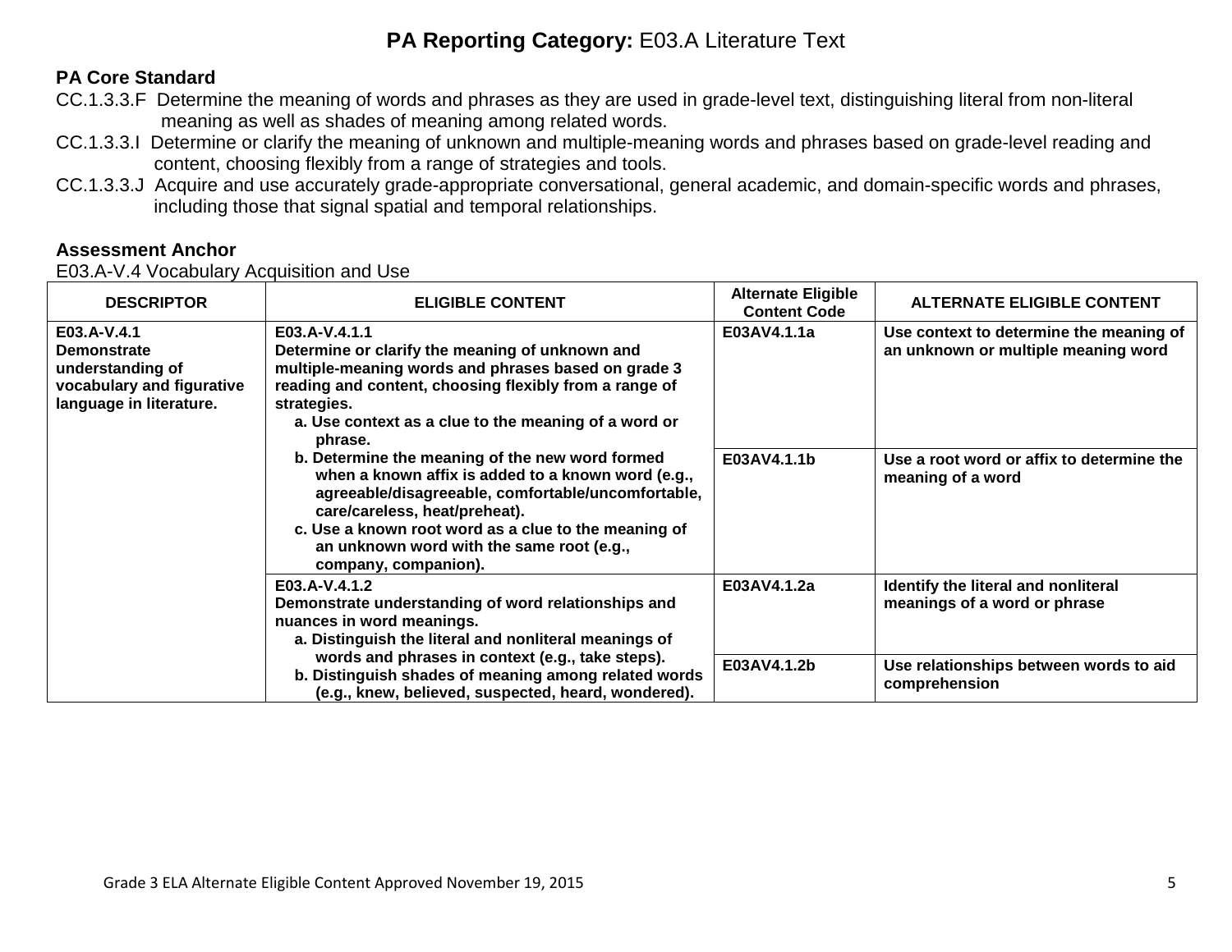# **PA Reporting Category:** E03.A Literature Text

**PA Core Standard**

CC.1.3.3.F Determine the meaning of words and phrases as they are used in grade-level text, distinguishing literal from non-literal meaning as well as shades of meaning among related words.

CC.1.3.3.I Determine or clarify the meaning of unknown and multiple-meaning words and phrases based on grade-level reading and content, choosing flexibly from a range of strategies and tools.

CC.1.3.3.J Acquire and use accurately grade-appropriate conversational, general academic, and domain-specific words and phrases, including those that signal spatial and temporal relationships.

**Assessment Anchor**

E03.A-V.4 Vocabulary Acquisition and Use

| DESCRIPTOR | ELIGIBLE CONTENT | Alternate Eligible Content Code | ALTERNATE ELIGIBLE CONTENT |
|---|---|---|---|
| **E03.A-V.4.1 Demonstrate understanding of vocabulary and figurative language in literature.** | **E03.A-V.4.1.1 Determine or clarify the meaning of unknown and multiple-meaning words and phrases based on grade 3 reading and content, choosing flexibly from a range of strategies.**<br>**a. Use context as a clue to the meaning of a word or phrase.**<br>**b. Determine the meaning of the new word formed when a known affix is added to a known word (e.g., agreeable/disagreeable, comfortable/uncomfortable, care/careless, heat/preheat).**<br>**c. Use a known root word as a clue to the meaning of an unknown word with the same root (e.g., company, companion).** | **E03AV4.1.1a** | **Use context to determine the meaning of an unknown or multiple meaning word** |
| | | **E03AV4.1.1b** | **Use a root word or affix to determine the meaning of a word** |
| | **E03.A-V.4.1.2 Demonstrate understanding of word relationships and nuances in word meanings.**<br>**a. Distinguish the literal and nonliteral meanings of words and phrases in context (e.g., take steps).**<br>**b. Distinguish shades of meaning among related words (e.g., knew, believed, suspected, heard, wondered).** | **E03AV4.1.2a** | **Identify the literal and nonliteral meanings of a word or phrase** |
| | | **E03AV4.1.2b** | **Use relationships between words to aid comprehension** |

Grade 3 ELA Alternate Eligible Content Approved November 19, 2015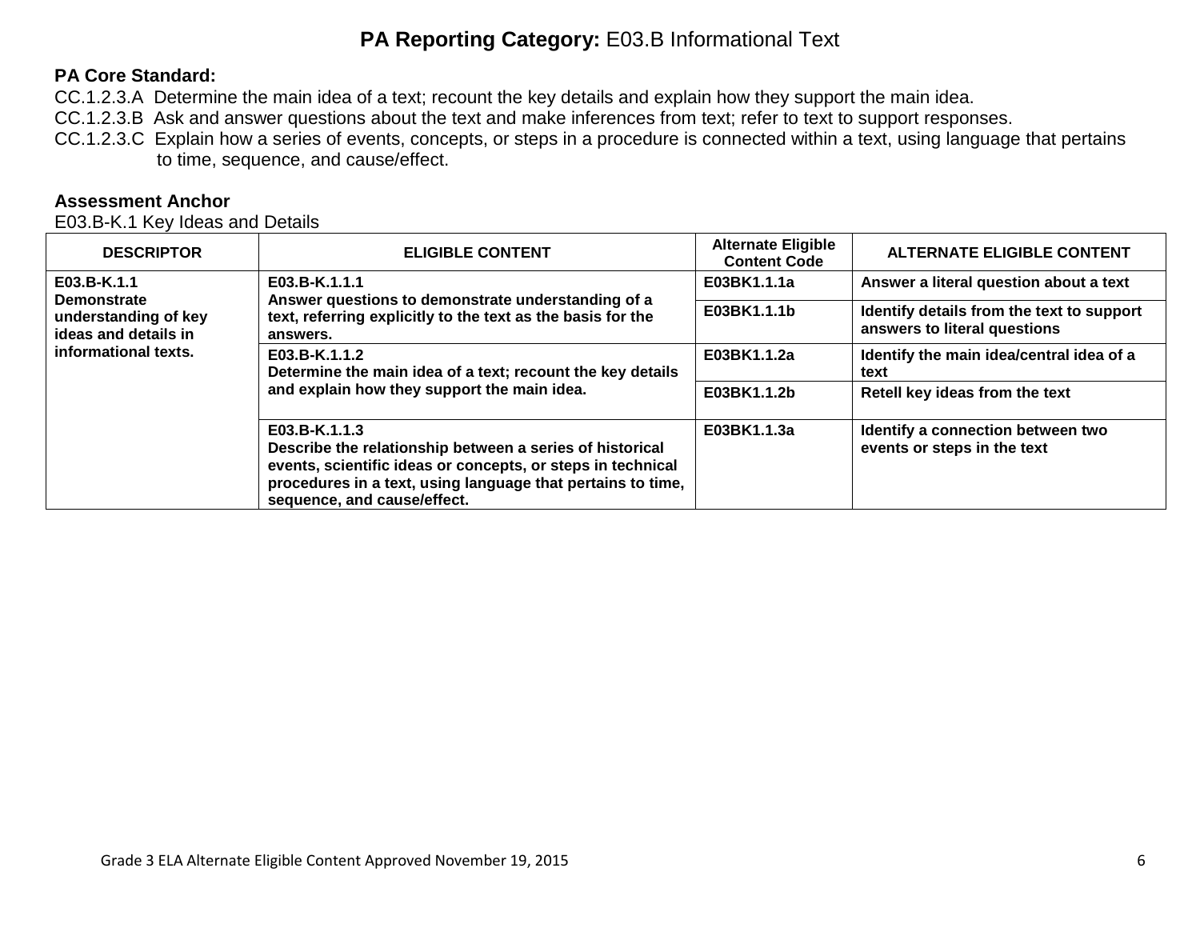# **PA Reporting Category:** E03.B Informational Text

**PA Core Standard:**

CC.1.2.3.A Determine the main idea of a text; recount the key details and explain how they support the main idea.
CC.1.2.3.B Ask and answer questions about the text and make inferences from text; refer to text to support responses.
CC.1.2.3.C Explain how a series of events, concepts, or steps in a procedure is connected within a text, using language that pertains to time, sequence, and cause/effect.

**Assessment Anchor**

E03.B-K.1 Key Ideas and Details

| DESCRIPTOR | ELIGIBLE CONTENT | Alternate Eligible Content Code | ALTERNATE ELIGIBLE CONTENT |
|---|---|---|---|
| **E03.B-K.1.1 Demonstrate understanding of key ideas and details in informational texts.** | **E03.B-K.1.1.1 Answer questions to demonstrate understanding of a text, referring explicitly to the text as the basis for the answers.** | **E03BK1.1.1a** | **Answer a literal question about a text** |
| | | **E03BK1.1.1b** | **Identify details from the text to support answers to literal questions** |
| | **E03.B-K.1.1.2 Determine the main idea of a text; recount the key details and explain how they support the main idea.** | **E03BK1.1.2a** | **Identify the main idea/central idea of a text** |
| | | **E03BK1.1.2b** | **Retell key ideas from the text** |
| | **E03.B-K.1.1.3 Describe the relationship between a series of historical events, scientific ideas or concepts, or steps in technical procedures in a text, using language that pertains to time, sequence, and cause/effect.** | **E03BK1.1.3a** | **Identify a connection between two events or steps in the text** |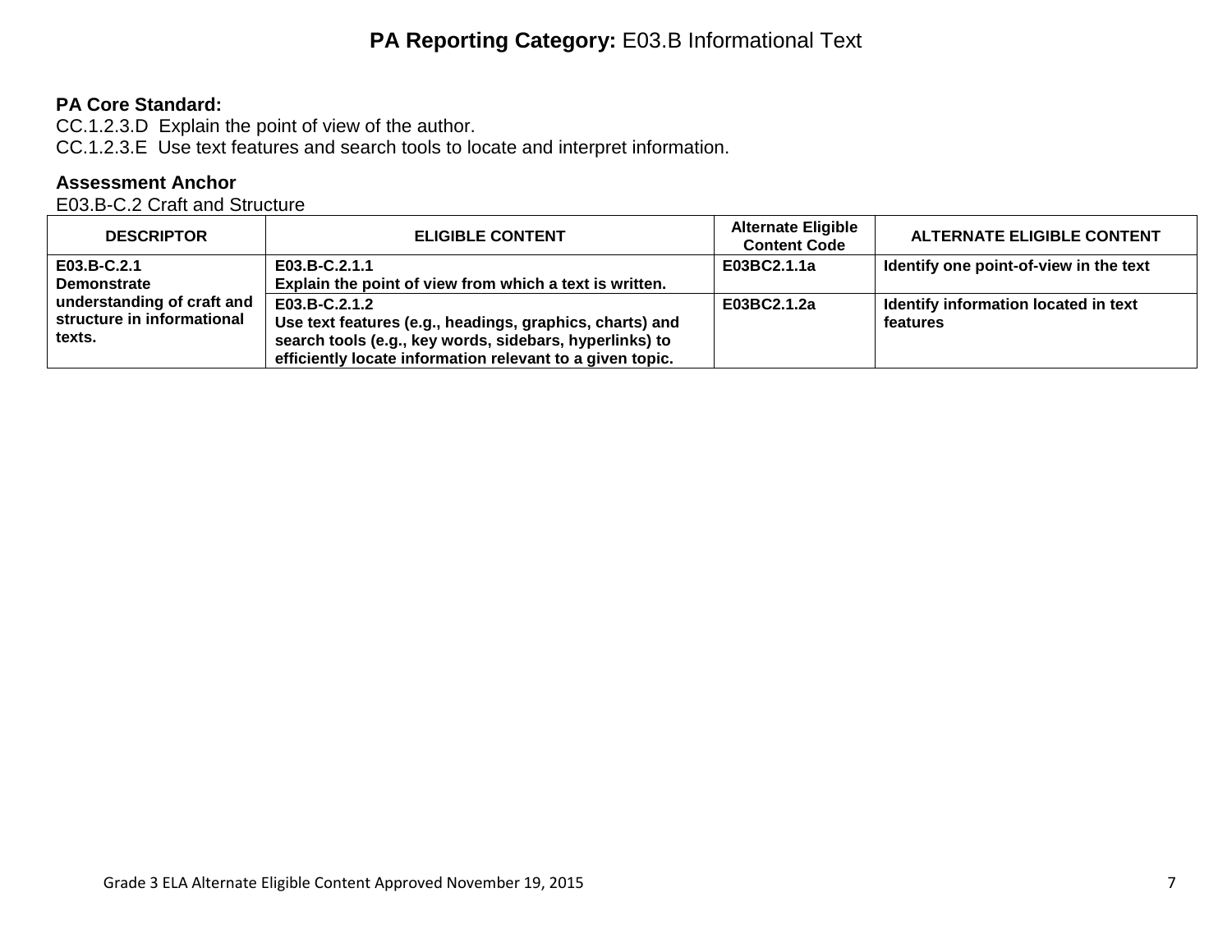# **PA Reporting Category:** E03.B Informational Text

**PA Core Standard:**
CC.1.2.3.D Explain the point of view of the author.
CC.1.2.3.E Use text features and search tools to locate and interpret information.

**Assessment Anchor**
E03.B-C.2 Craft and Structure

| DESCRIPTOR | ELIGIBLE CONTENT | Alternate Eligible Content Code | ALTERNATE ELIGIBLE CONTENT |
|---|---|---|---|
| **E03.B-C.2.1 Demonstrate understanding of craft and structure in informational texts.** | **E03.B-C.2.1.1 Explain the point of view from which a text is written.** | **E03BC2.1.1a** | **Identify one point-of-view in the text** |
| | **E03.B-C.2.1.2 Use text features (e.g., headings, graphics, charts) and search tools (e.g., key words, sidebars, hyperlinks) to efficiently locate information relevant to a given topic.** | **E03BC2.1.2a** | **Identify information located in text features** |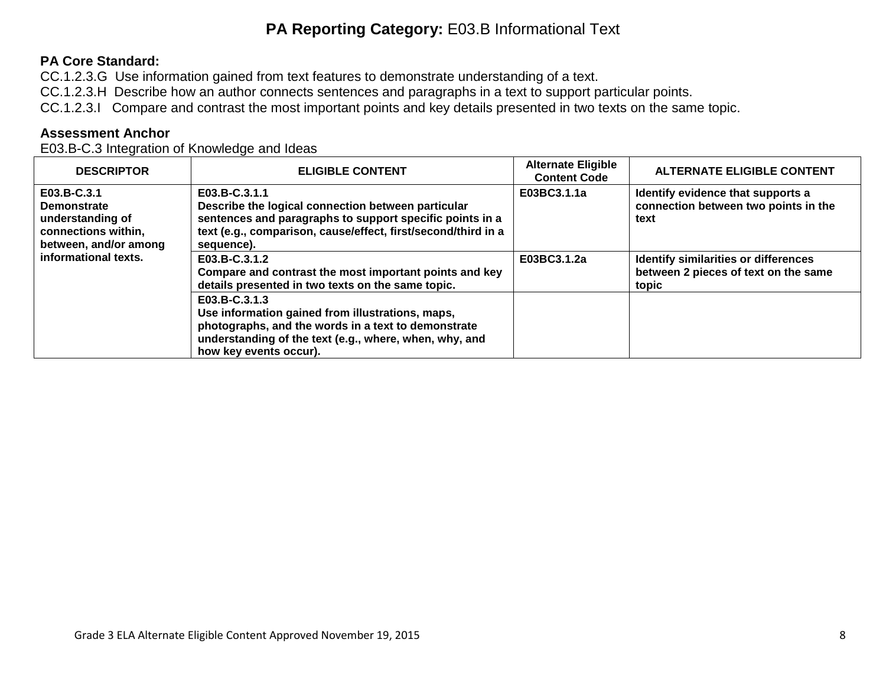# PA Reporting Category: E03.B Informational Text

**PA Core Standard:**
CC.1.2.3.G Use information gained from text features to demonstrate understanding of a text.
CC.1.2.3.H Describe how an author connects sentences and paragraphs in a text to support particular points.
CC.1.2.3.I Compare and contrast the most important points and key details presented in two texts on the same topic.

**Assessment Anchor**
E03.B-C.3 Integration of Knowledge and Ideas

| DESCRIPTOR | ELIGIBLE CONTENT | Alternate Eligible Content Code | ALTERNATE ELIGIBLE CONTENT |
|---|---|---|---|
| **E03.B-C.3.1 Demonstrate understanding of connections within, between, and/or among informational texts.** | **E03.B-C.3.1.1 Describe the logical connection between particular sentences and paragraphs to support specific points in a text (e.g., comparison, cause/effect, first/second/third in a sequence).** | **E03BC3.1.1a** | **Identify evidence that supports a connection between two points in the text** |
| | **E03.B-C.3.1.2 Compare and contrast the most important points and key details presented in two texts on the same topic.** | **E03BC3.1.2a** | **Identify similarities or differences between 2 pieces of text on the same topic** |
| | **E03.B-C.3.1.3 Use information gained from illustrations, maps, photographs, and the words in a text to demonstrate understanding of the text (e.g., where, when, why, and how key events occur).** | | |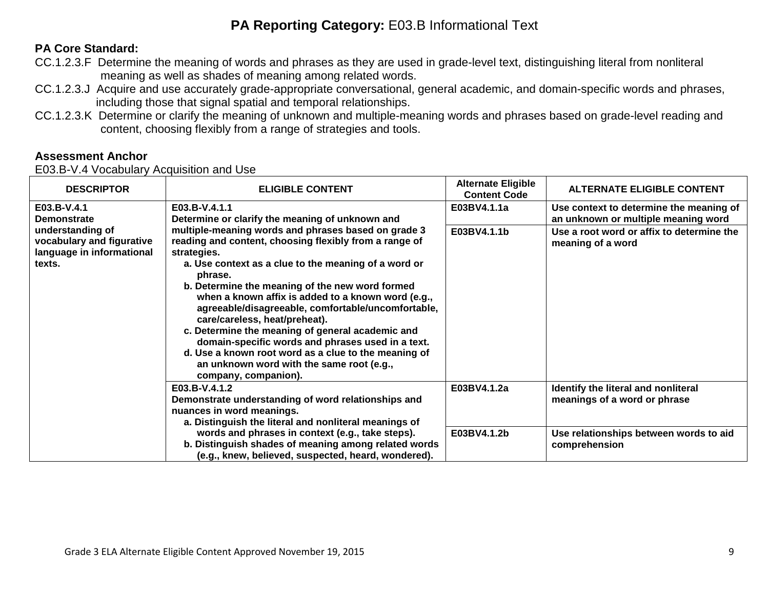# PA Reporting Category: E03.B Informational Text

**PA Core Standard:**

CC.1.2.3.F Determine the meaning of words and phrases as they are used in grade-level text, distinguishing literal from nonliteral meaning as well as shades of meaning among related words.

CC.1.2.3.J Acquire and use accurately grade-appropriate conversational, general academic, and domain-specific words and phrases, including those that signal spatial and temporal relationships.

CC.1.2.3.K Determine or clarify the meaning of unknown and multiple-meaning words and phrases based on grade-level reading and content, choosing flexibly from a range of strategies and tools.

**Assessment Anchor**

E03.B-V.4 Vocabulary Acquisition and Use

| DESCRIPTOR | ELIGIBLE CONTENT | Alternate Eligible Content Code | ALTERNATE ELIGIBLE CONTENT |
|---|---|---|---|
| **E03.B-V.4.1 Demonstrate understanding of vocabulary and figurative language in informational texts.** | **E03.B-V.4.1.1 Determine or clarify the meaning of unknown and multiple-meaning words and phrases based on grade 3 reading and content, choosing flexibly from a range of strategies.**<br>**a. Use context as a clue to the meaning of a word or phrase.**<br>**b. Determine the meaning of the new word formed when a known affix is added to a known word (e.g., agreeable/disagreeable, comfortable/uncomfortable, care/careless, heat/preheat).**<br>**c. Determine the meaning of general academic and domain-specific words and phrases used in a text.**<br>**d. Use a known root word as a clue to the meaning of an unknown word with the same root (e.g., company, companion).** | **E03BV4.1.1a** | **Use context to determine the meaning of an unknown or multiple meaning word** |
| | | **E03BV4.1.1b** | **Use a root word or affix to determine the meaning of a word** |
| | **E03.B-V.4.1.2 Demonstrate understanding of word relationships and nuances in word meanings.**<br>**a. Distinguish the literal and nonliteral meanings of words and phrases in context (e.g., take steps).**<br>**b. Distinguish shades of meaning among related words (e.g., knew, believed, suspected, heard, wondered).** | **E03BV4.1.2a** | **Identify the literal and nonliteral meanings of a word or phrase** |
| | | **E03BV4.1.2b** | **Use relationships between words to aid comprehension** |

Grade 3 ELA Alternate Eligible Content Approved November 19, 2015